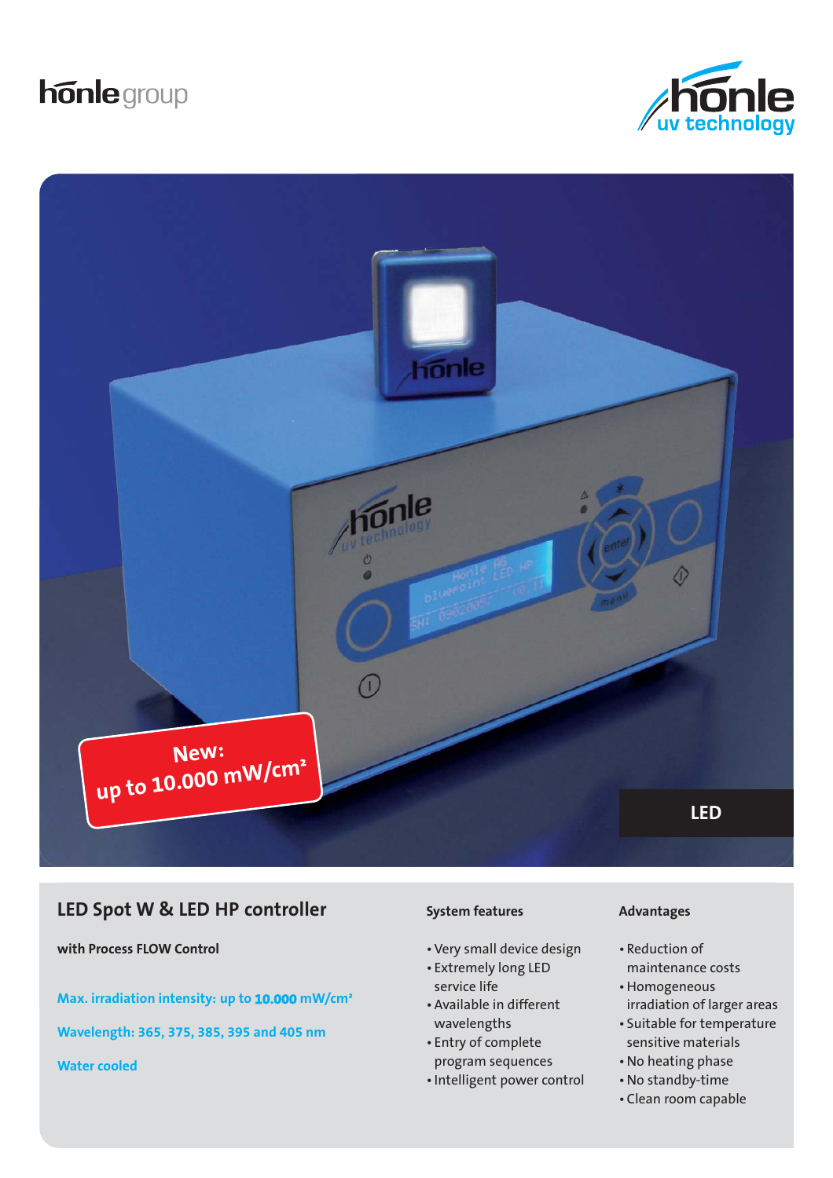hönle group

hönle uv technology

New:
up to 10.000 mW/cm²

LED

## LED Spot W & LED HP controller

**with Process FLOW Control**

**Max. irradiation intensity: up to 10.000 mW/cm²**

**Wavelength: 365, 375, 385, 395 and 405 nm**

**Water cooled**

### System features

- Very small device design
- Extremely long LED service life
- Available in different wavelengths
- Entry of complete program sequences
- Intelligent power control

### Advantages

- Reduction of maintenance costs
- Homogeneous irradiation of larger areas
- Suitable for temperature sensitive materials
- No heating phase
- No standby-time
- Clean room capable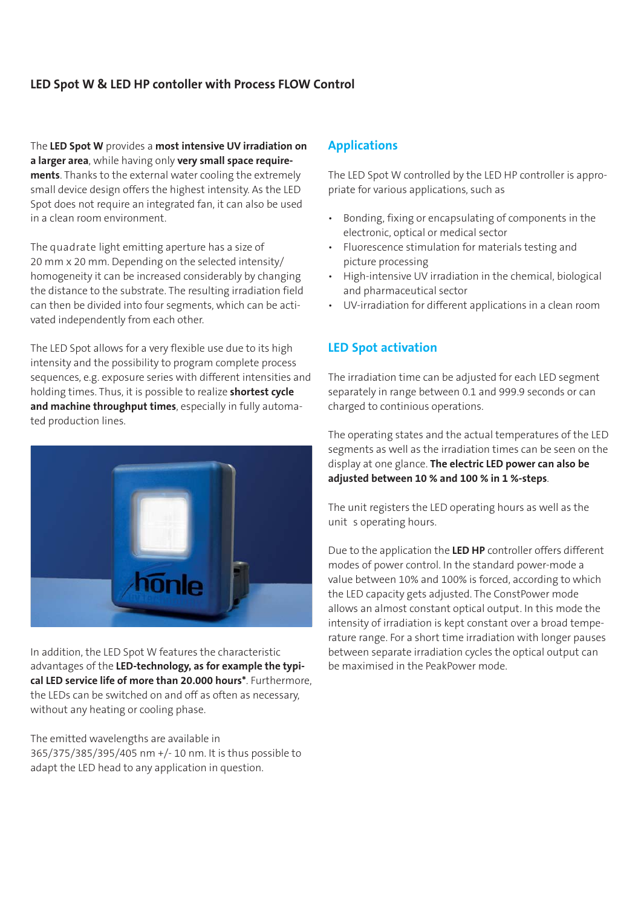## LED Spot W & LED HP contoller with Process FLOW Control

The **LED Spot W** provides a **most intensive UV irradiation on a larger area**, while having only **very small space requirements**. Thanks to the external water cooling the extremely small device design offers the highest intensity. As the LED Spot does not require an integrated fan, it can also be used in a clean room environment.

The quadrate light emitting aperture has a size of 20 mm x 20 mm. Depending on the selected intensity/homogeneity it can be increased considerably by changing the distance to the substrate. The resulting irradiation field can then be divided into four segments, which can be activated independently from each other.

The LED Spot allows for a very flexible use due to its high intensity and the possibility to program complete process sequences, e.g. exposure series with different intensities and holding times. Thus, it is possible to realize **shortest cycle and machine throughput times**, especially in fully automated production lines.

In addition, the LED Spot W features the characteristic advantages of the **LED-technology, as for example the typical LED service life of more than 20.000 hours***. Furthermore, the LEDs can be switched on and off as often as necessary, without any heating or cooling phase.

The emitted wavelengths are available in 365/375/385/395/405 nm +/- 10 nm. It is thus possible to adapt the LED head to any application in question.

### Applications

The LED Spot W controlled by the LED HP controller is appropriate for various applications, such as

- Bonding, fixing or encapsulating of components in the electronic, optical or medical sector
- Fluorescence stimulation for materials testing and picture processing
- High-intensive UV irradiation in the chemical, biological and pharmaceutical sector
- UV-irradiation for different applications in a clean room

### LED Spot activation

The irradiation time can be adjusted for each LED segment separately in range between 0.1 and 999.9 seconds or can charged to continious operations.

The operating states and the actual temperatures of the LED segments as well as the irradiation times can be seen on the display at one glance. **The electric LED power can also be adjusted between 10 % and 100 % in 1 %-steps**.

The unit registers the LED operating hours as well as the unit s operating hours.

Due to the application the **LED HP** controller offers different modes of power control. In the standard power-mode a value between 10% and 100% is forced, according to which the LED capacity gets adjusted. The ConstPower mode allows an almost constant optical output. In this mode the intensity of irradiation is kept constant over a broad temperature range. For a short time irradiation with longer pauses between separate irradiation cycles the optical output can be maximised in the PeakPower mode.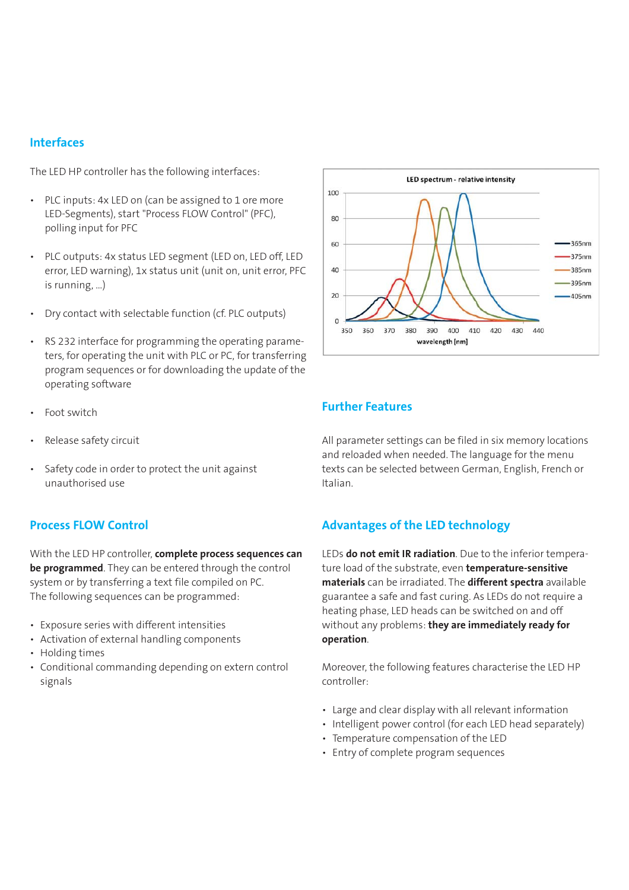## Interfaces

The LED HP controller has the following interfaces:

- PLC inputs: 4x LED on (can be assigned to 1 ore more LED-Segments), start "Process FLOW Control" (PFC), polling input for PFC
- PLC outputs: 4x status LED segment (LED on, LED off, LED error, LED warning), 1x status unit (unit on, unit error, PFC is running, ...)
- Dry contact with selectable function (cf. PLC outputs)
- RS 232 interface for programming the operating parameters, for operating the unit with PLC or PC, for transferring program sequences or for downloading the update of the operating software
- Foot switch
- Release safety circuit
- Safety code in order to protect the unit against unauthorised use

LED spectrum - relative intensity

## Process FLOW Control

With the LED HP controller, **complete process sequences can be programmed**. They can be entered through the control system or by transferring a text file compiled on PC. The following sequences can be programmed:

- Exposure series with different intensities
- Activation of external handling components
- Holding times
- Conditional commanding depending on extern control signals

## Further Features

All parameter settings can be filed in six memory locations and reloaded when needed. The language for the menu texts can be selected between German, English, French or Italian.

## Advantages of the LED technology

LEDs **do not emit IR radiation**. Due to the inferior temperature load of the substrate, even **temperature-sensitive materials** can be irradiated. The **different spectra** available guarantee a safe and fast curing. As LEDs do not require a heating phase, LED heads can be switched on and off without any problems: **they are immediately ready for operation**.

Moreover, the following features characterise the LED HP controller:

- Large and clear display with all relevant information
- Intelligent power control (for each LED head separately)
- Temperature compensation of the LED
- Entry of complete program sequences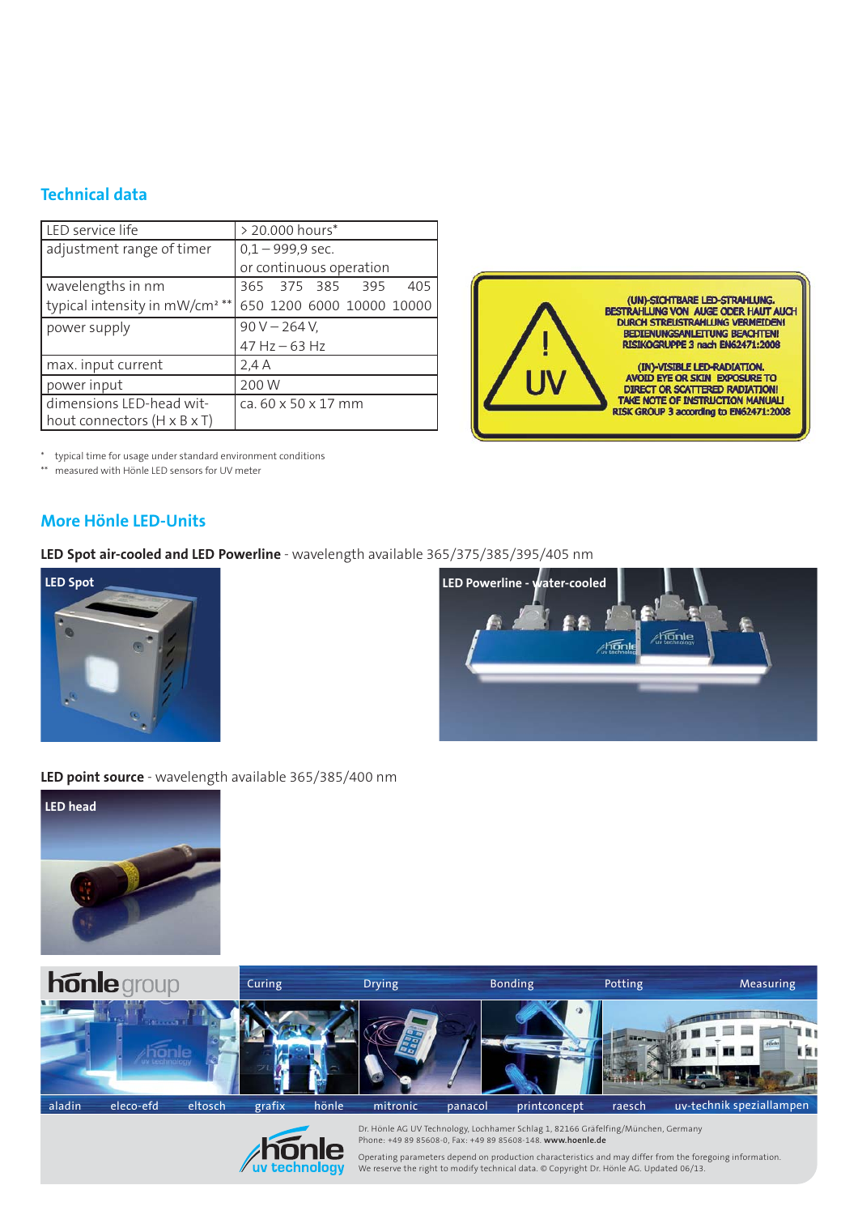## Technical data

| | |
|---|---|
| LED service life | > 20.000 hours* |
| adjustment range of timer | 0,1 – 999,9 sec.<br>or continuous operation |
| wavelengths in nm<br>typical intensity in mW/cm² ** | 365 375 385 395 405<br>650 1200 6000 10000 10000 |
| power supply | 90 V – 264 V,<br>47 Hz – 63 Hz |
| max. input current | 2,4 A |
| power input | 200 W |
| dimensions LED-head without connectors (H x B x T) | ca. 60 x 50 x 17 mm |

(UN)-SICHTBARE LED-STRAHLUNG.
BESTRAHLUNG VON AUGE ODER HAUT AUCH DURCH STREUSTRAHLUNG VERMEIDEN!
BEDIENUNGSANLEITUNG BEACHTEN!
RISIKOGRUPPE 3 nach EN62471:2008

(IN)-VISIBLE LED-RADIATION.
AVOID EYE OR SKIN EXPOSURE TO DIRECT OR SCATTERED RADIATION!
TAKE NOTE OF INSTRUCTION MANUAL!
RISK GROUP 3 according to EN62471:2008

\* typical time for usage under standard environment conditions
\*\* measured with Hönle LED sensors for UV meter

## More Hönle LED-Units

**LED Spot air-cooled and LED Powerline** - wavelength available 365/375/385/395/405 nm

LED Spot

LED Powerline - water-cooled

**LED point source** - wavelength available 365/385/400 nm

LED head

hönle group

Curing Drying Bonding Potting Measuring

aladin eleco-efd eltosch grafix hönle mitronic panacol printconcept raesch uv-technik speziallampen

Dr. Hönle AG UV Technology, Lochhamer Schlag 1, 82166 Gräfelfing/München, Germany
Phone: +49 89 85608-0, Fax: +49 89 85608-148. **www.hoenle.de**

Operating parameters depend on production characteristics and may differ from the foregoing information.
We reserve the right to modify technical data. © Copyright Dr. Hönle AG. Updated 06/13.